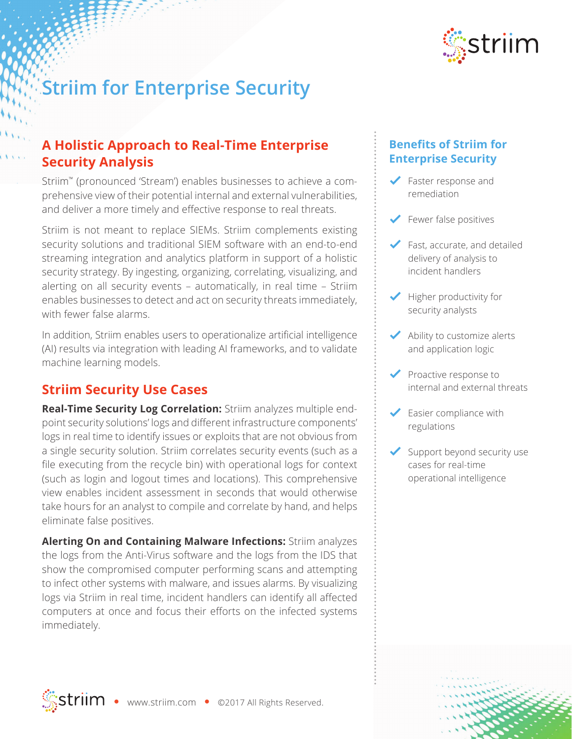# Striim for Enterprise Security

## A Holistic Approach to Real-Time Enterprise Security Analysis

Striim™ (pronounced 'Stream') enables businesses to achieve a comprehensive view of their potential internal and external vulnerabilities, and deliver a more timely and effective response to real threats.

Striim is not meant to replace SIEMs. Striim complements existing security solutions and traditional SIEM software with an end-to-end streaming integration and analytics platform in support of a holistic security strategy. By ingesting, organizing, correlating, visualizing, and alerting on all security events – automatically, in real time – Striim enables businesses to detect and act on security threats immediately, with fewer false alarms.

In addition, Striim enables users to operationalize artificial intelligence (AI) results via integration with leading AI frameworks, and to validate machine learning models.

## Striim Security Use Cases

**Real-Time Security Log Correlation:** Striim analyzes multiple endpoint security solutions' logs and different infrastructure components' logs in real time to identify issues or exploits that are not obvious from a single security solution. Striim correlates security events (such as a file executing from the recycle bin) with operational logs for context (such as login and logout times and locations). This comprehensive view enables incident assessment in seconds that would otherwise take hours for an analyst to compile and correlate by hand, and helps eliminate false positives.

**Alerting On and Containing Malware Infections:** Striim analyzes the logs from the Anti-Virus software and the logs from the IDS that show the compromised computer performing scans and attempting to infect other systems with malware, and issues alarms. By visualizing logs via Striim in real time, incident handlers can identify all affected computers at once and focus their efforts on the infected systems immediately.

## Benefits of Striim for Enterprise Security

- Faster response and remediation
- Fewer false positives
- Fast, accurate, and detailed delivery of analysis to incident handlers
- Higher productivity for security analysts
- Ability to customize alerts and application logic
- Proactive response to internal and external threats
- Easier compliance with regulations
- Support beyond security use cases for real-time operational intelligence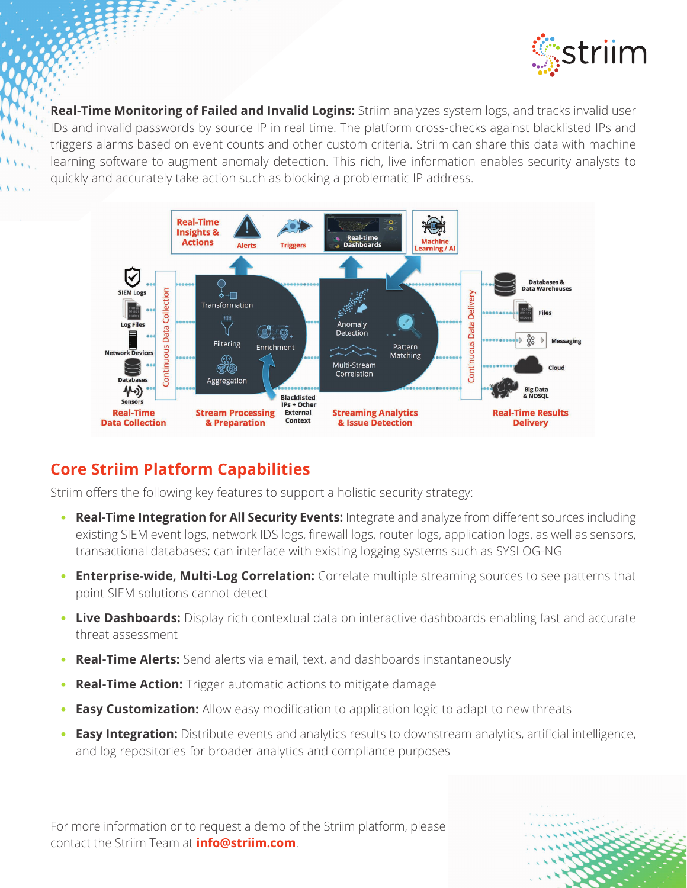**Real-Time Monitoring of Failed and Invalid Logins:** Striim analyzes system logs, and tracks invalid user IDs and invalid passwords by source IP in real time. The platform cross-checks against blacklisted IPs and triggers alarms based on event counts and other custom criteria. Striim can share this data with machine learning software to augment anomaly detection. This rich, live information enables security analysts to quickly and accurately take action such as blocking a problematic IP address.

Real-Time Insights & Actions
Alerts
Triggers
Real-time Dashboards
Machine Learning / AI

SIEM Logs
Log Files
Network Devices
Databases
Sensors
Continuous Data Collection
Real-Time Data Collection

Transformation
Filtering
Enrichment
Aggregation
Stream Processing & Preparation
Blacklisted IPs + Other External Context

Anomaly Detection
Pattern Matching
Multi-Stream Correlation
Streaming Analytics & Issue Detection

Continuous Data Delivery
Databases & Data Warehouses
Files
Messaging
Cloud
Big Data & NOSQL
Real-Time Results Delivery

## Core Striim Platform Capabilities

Striim offers the following key features to support a holistic security strategy:

- **Real-Time Integration for All Security Events:** Integrate and analyze from different sources including existing SIEM event logs, network IDS logs, firewall logs, router logs, application logs, as well as sensors, transactional databases; can interface with existing logging systems such as SYSLOG-NG
- **Enterprise-wide, Multi-Log Correlation:** Correlate multiple streaming sources to see patterns that point SIEM solutions cannot detect
- **Live Dashboards:** Display rich contextual data on interactive dashboards enabling fast and accurate threat assessment
- **Real-Time Alerts:** Send alerts via email, text, and dashboards instantaneously
- **Real-Time Action:** Trigger automatic actions to mitigate damage
- **Easy Customization:** Allow easy modification to application logic to adapt to new threats
- **Easy Integration:** Distribute events and analytics results to downstream analytics, artificial intelligence, and log repositories for broader analytics and compliance purposes

For more information or to request a demo of the Striim platform, please contact the Striim Team at **info@striim.com**.